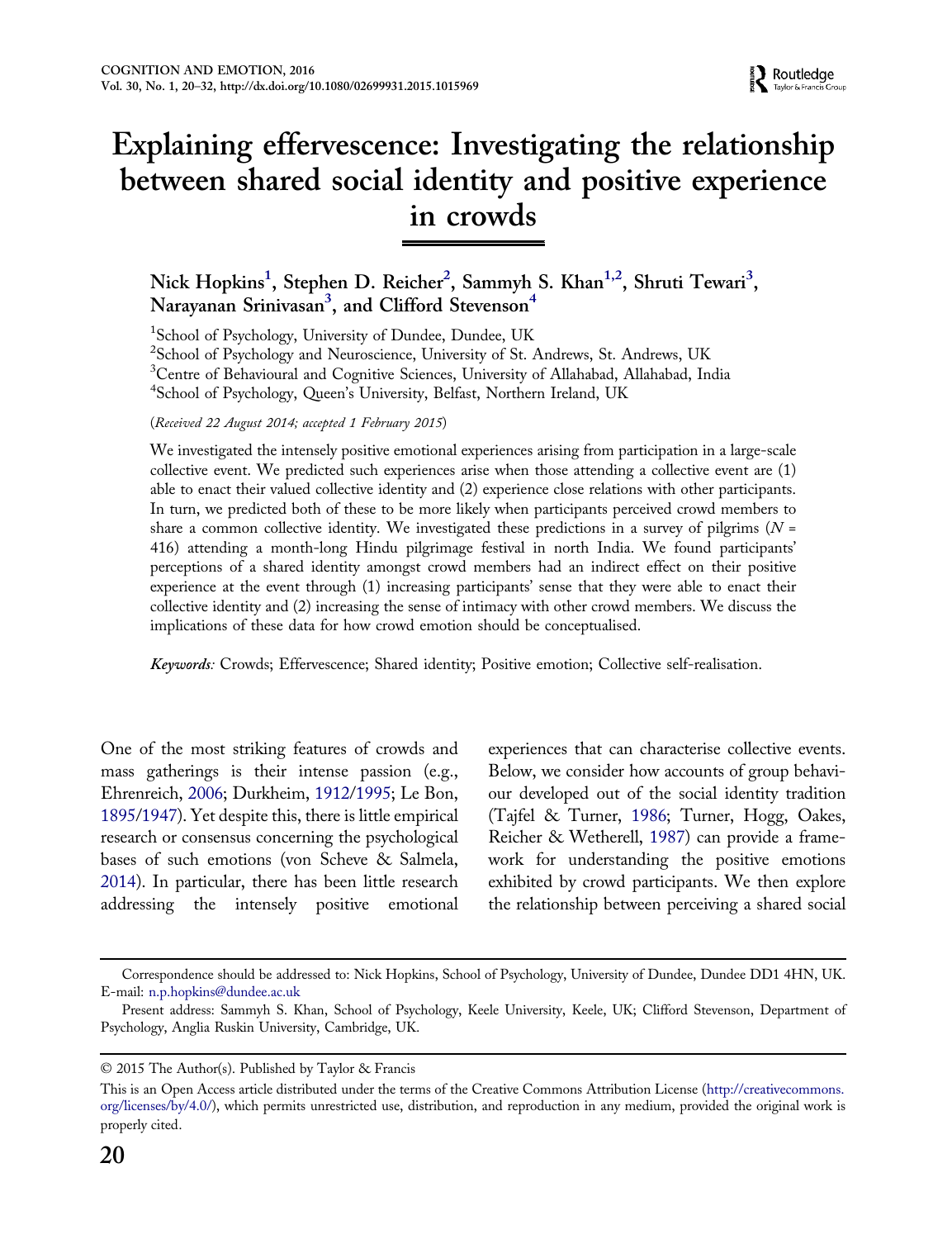# Explaining effervescence: Investigating the relationship between shared social identity and positive experience in crowds

Nick Hopkins[1], Stephen D. Reicher[2], Sammyh S. Khan[1,2], Shruti Tewari[3], Narayanan Srinivasan[3], and Clifford Stevenson[4]

[1]School of Psychology, University of Dundee, Dundee, UK
[2]School of Psychology and Neuroscience, University of St. Andrews, St. Andrews, UK
[3]Centre of Behavioural and Cognitive Sciences, University of Allahabad, Allahabad, India
[4]School of Psychology, Queen's University, Belfast, Northern Ireland, UK

(*Received 22 August 2014; accepted 1 February 2015*)

We investigated the intensely positive emotional experiences arising from participation in a large-scale collective event. We predicted such experiences arise when those attending a collective event are (1) able to enact their valued collective identity and (2) experience close relations with other participants. In turn, we predicted both of these to be more likely when participants perceived crowd members to share a common collective identity. We investigated these predictions in a survey of pilgrims ($N$ = 416) attending a month-long Hindu pilgrimage festival in north India. We found participants' perceptions of a shared identity amongst crowd members had an indirect effect on their positive experience at the event through (1) increasing participants' sense that they were able to enact their collective identity and (2) increasing the sense of intimacy with other crowd members. We discuss the implications of these data for how crowd emotion should be conceptualised.

*Keywords:* Crowds; Effervescence; Shared identity; Positive emotion; Collective self-realisation.

One of the most striking features of crowds and mass gatherings is their intense passion (e.g., Ehrenreich, 2006; Durkheim, 1912/1995; Le Bon, 1895/1947). Yet despite this, there is little empirical research or consensus concerning the psychological bases of such emotions (von Scheve & Salmela, 2014). In particular, there has been little research addressing the intensely positive emotional experiences that can characterise collective events. Below, we consider how accounts of group behaviour developed out of the social identity tradition (Tajfel & Turner, 1986; Turner, Hogg, Oakes, Reicher & Wetherell, 1987) can provide a framework for understanding the positive emotions exhibited by crowd participants. We then explore the relationship between perceiving a shared social

Correspondence should be addressed to: Nick Hopkins, School of Psychology, University of Dundee, Dundee DD1 4HN, UK. E-mail: n.p.hopkins@dundee.ac.uk

Present address: Sammyh S. Khan, School of Psychology, Keele University, Keele, UK; Clifford Stevenson, Department of Psychology, Anglia Ruskin University, Cambridge, UK.

© 2015 The Author(s). Published by Taylor & Francis

This is an Open Access article distributed under the terms of the Creative Commons Attribution License (http://creativecommons.org/licenses/by/4.0/), which permits unrestricted use, distribution, and reproduction in any medium, provided the original work is properly cited.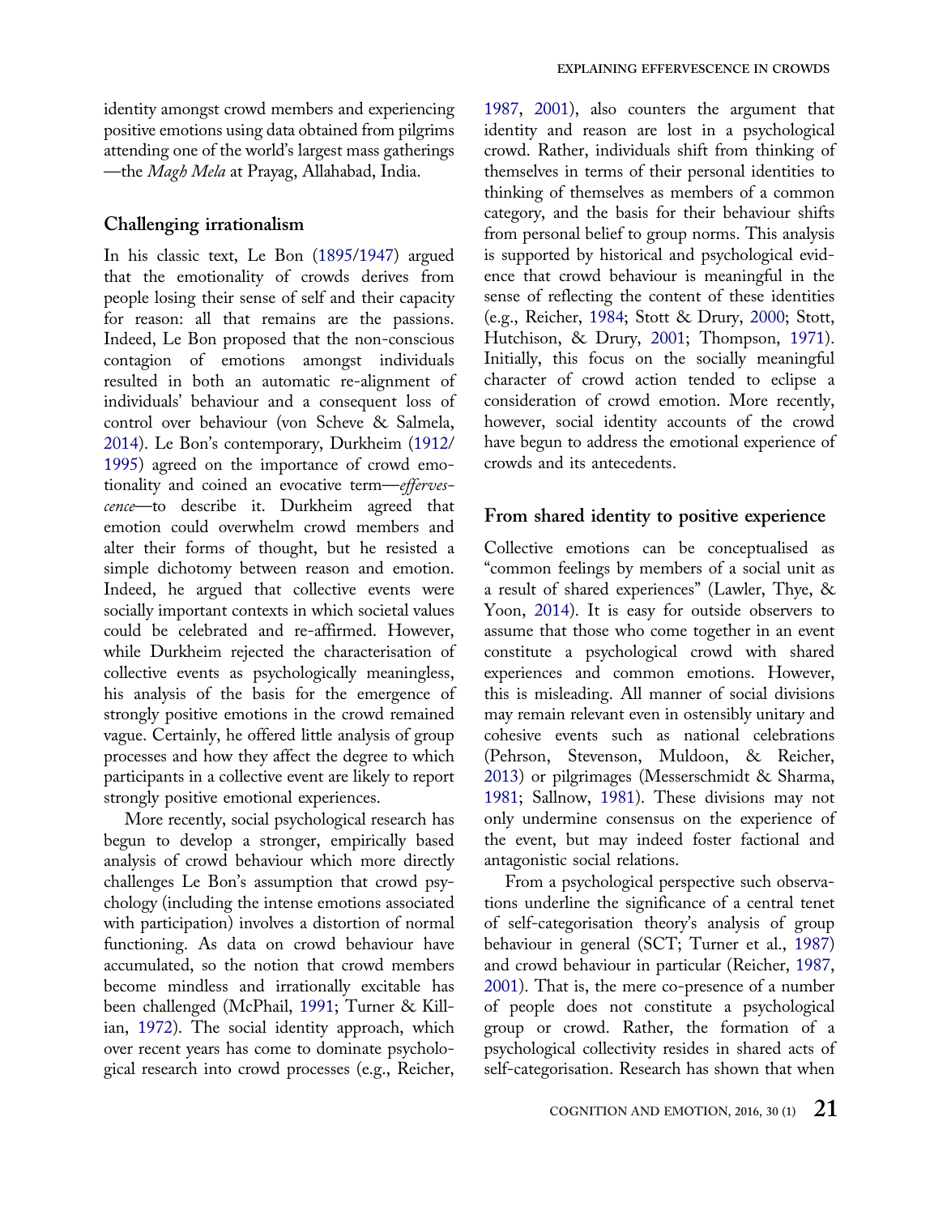identity amongst crowd members and experiencing positive emotions using data obtained from pilgrims attending one of the world's largest mass gatherings —the *Magh Mela* at Prayag, Allahabad, India.

## Challenging irrationalism

In his classic text, Le Bon (1895/1947) argued that the emotionality of crowds derives from people losing their sense of self and their capacity for reason: all that remains are the passions. Indeed, Le Bon proposed that the non-conscious contagion of emotions amongst individuals resulted in both an automatic re-alignment of individuals' behaviour and a consequent loss of control over behaviour (von Scheve & Salmela, 2014). Le Bon's contemporary, Durkheim (1912/1995) agreed on the importance of crowd emotionality and coined an evocative term—*effervescence*—to describe it. Durkheim agreed that emotion could overwhelm crowd members and alter their forms of thought, but he resisted a simple dichotomy between reason and emotion. Indeed, he argued that collective events were socially important contexts in which societal values could be celebrated and re-affirmed. However, while Durkheim rejected the characterisation of collective events as psychologically meaningless, his analysis of the basis for the emergence of strongly positive emotions in the crowd remained vague. Certainly, he offered little analysis of group processes and how they affect the degree to which participants in a collective event are likely to report strongly positive emotional experiences.

More recently, social psychological research has begun to develop a stronger, empirically based analysis of crowd behaviour which more directly challenges Le Bon's assumption that crowd psychology (including the intense emotions associated with participation) involves a distortion of normal functioning. As data on crowd behaviour have accumulated, so the notion that crowd members become mindless and irrationally excitable has been challenged (McPhail, 1991; Turner & Killian, 1972). The social identity approach, which over recent years has come to dominate psychological research into crowd processes (e.g., Reicher, 1987, 2001), also counters the argument that identity and reason are lost in a psychological crowd. Rather, individuals shift from thinking of themselves in terms of their personal identities to thinking of themselves as members of a common category, and the basis for their behaviour shifts from personal belief to group norms. This analysis is supported by historical and psychological evidence that crowd behaviour is meaningful in the sense of reflecting the content of these identities (e.g., Reicher, 1984; Stott & Drury, 2000; Stott, Hutchison, & Drury, 2001; Thompson, 1971). Initially, this focus on the socially meaningful character of crowd action tended to eclipse a consideration of crowd emotion. More recently, however, social identity accounts of the crowd have begun to address the emotional experience of crowds and its antecedents.

## From shared identity to positive experience

Collective emotions can be conceptualised as "common feelings by members of a social unit as a result of shared experiences" (Lawler, Thye, & Yoon, 2014). It is easy for outside observers to assume that those who come together in an event constitute a psychological crowd with shared experiences and common emotions. However, this is misleading. All manner of social divisions may remain relevant even in ostensibly unitary and cohesive events such as national celebrations (Pehrson, Stevenson, Muldoon, & Reicher, 2013) or pilgrimages (Messerschmidt & Sharma, 1981; Sallnow, 1981). These divisions may not only undermine consensus on the experience of the event, but may indeed foster factional and antagonistic social relations.

From a psychological perspective such observations underline the significance of a central tenet of self-categorisation theory's analysis of group behaviour in general (SCT; Turner et al., 1987) and crowd behaviour in particular (Reicher, 1987, 2001). That is, the mere co-presence of a number of people does not constitute a psychological group or crowd. Rather, the formation of a psychological collectivity resides in shared acts of self-categorisation. Research has shown that when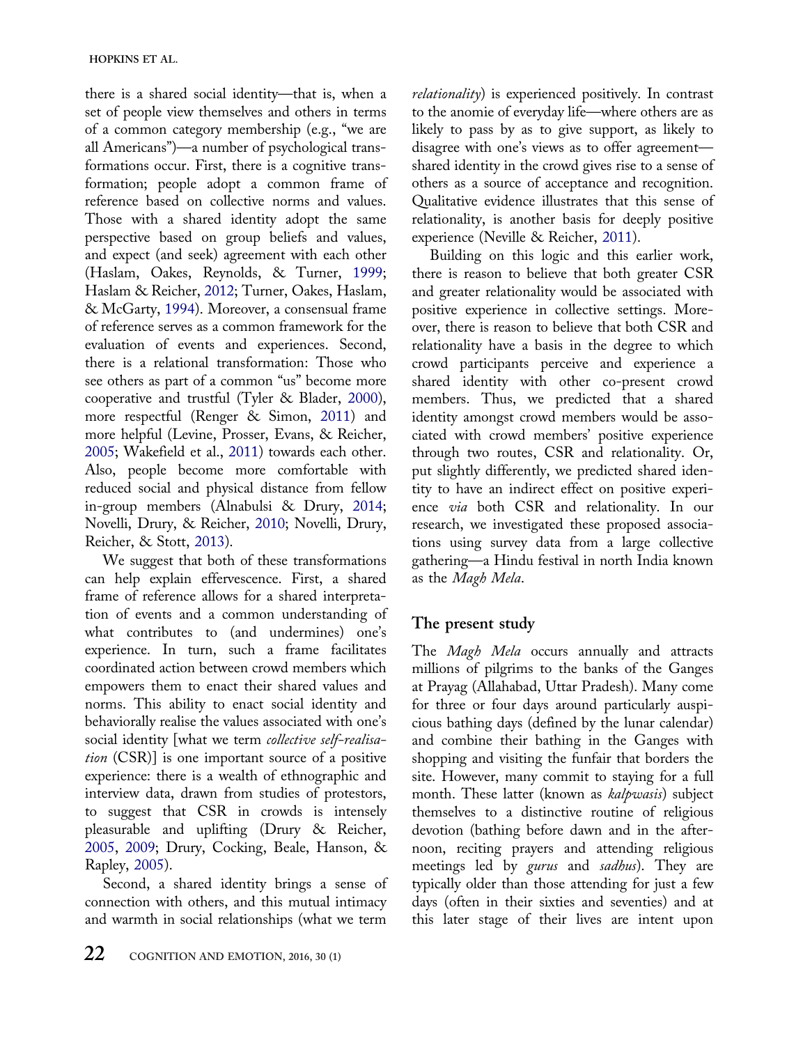there is a shared social identity—that is, when a set of people view themselves and others in terms of a common category membership (e.g., "we are all Americans")—a number of psychological transformations occur. First, there is a cognitive transformation; people adopt a common frame of reference based on collective norms and values. Those with a shared identity adopt the same perspective based on group beliefs and values, and expect (and seek) agreement with each other (Haslam, Oakes, Reynolds, & Turner, 1999; Haslam & Reicher, 2012; Turner, Oakes, Haslam, & McGarty, 1994). Moreover, a consensual frame of reference serves as a common framework for the evaluation of events and experiences. Second, there is a relational transformation: Those who see others as part of a common "us" become more cooperative and trustful (Tyler & Blader, 2000), more respectful (Renger & Simon, 2011) and more helpful (Levine, Prosser, Evans, & Reicher, 2005; Wakefield et al., 2011) towards each other. Also, people become more comfortable with reduced social and physical distance from fellow in-group members (Alnabulsi & Drury, 2014; Novelli, Drury, & Reicher, 2010; Novelli, Drury, Reicher, & Stott, 2013).

We suggest that both of these transformations can help explain effervescence. First, a shared frame of reference allows for a shared interpretation of events and a common understanding of what contributes to (and undermines) one's experience. In turn, such a frame facilitates coordinated action between crowd members which empowers them to enact their shared values and norms. This ability to enact social identity and behaviorally realise the values associated with one's social identity [what we term *collective self-realisation* (CSR)] is one important source of a positive experience: there is a wealth of ethnographic and interview data, drawn from studies of protestors, to suggest that CSR in crowds is intensely pleasurable and uplifting (Drury & Reicher, 2005, 2009; Drury, Cocking, Beale, Hanson, & Rapley, 2005).

Second, a shared identity brings a sense of connection with others, and this mutual intimacy and warmth in social relationships (what we term *relationality*) is experienced positively. In contrast to the anomie of everyday life—where others are as likely to pass by as to give support, as likely to disagree with one's views as to offer agreement—shared identity in the crowd gives rise to a sense of others as a source of acceptance and recognition. Qualitative evidence illustrates that this sense of relationality, is another basis for deeply positive experience (Neville & Reicher, 2011).

Building on this logic and this earlier work, there is reason to believe that both greater CSR and greater relationality would be associated with positive experience in collective settings. Moreover, there is reason to believe that both CSR and relationality have a basis in the degree to which crowd participants perceive and experience a shared identity with other co-present crowd members. Thus, we predicted that a shared identity amongst crowd members would be associated with crowd members' positive experience through two routes, CSR and relationality. Or, put slightly differently, we predicted shared identity to have an indirect effect on positive experience *via* both CSR and relationality. In our research, we investigated these proposed associations using survey data from a large collective gathering—a Hindu festival in north India known as the *Magh Mela*.

## The present study

The *Magh Mela* occurs annually and attracts millions of pilgrims to the banks of the Ganges at Prayag (Allahabad, Uttar Pradesh). Many come for three or four days around particularly auspicious bathing days (defined by the lunar calendar) and combine their bathing in the Ganges with shopping and visiting the funfair that borders the site. However, many commit to staying for a full month. These latter (known as *kalpwasis*) subject themselves to a distinctive routine of religious devotion (bathing before dawn and in the afternoon, reciting prayers and attending religious meetings led by *gurus* and *sadhus*). They are typically older than those attending for just a few days (often in their sixties and seventies) and at this later stage of their lives are intent upon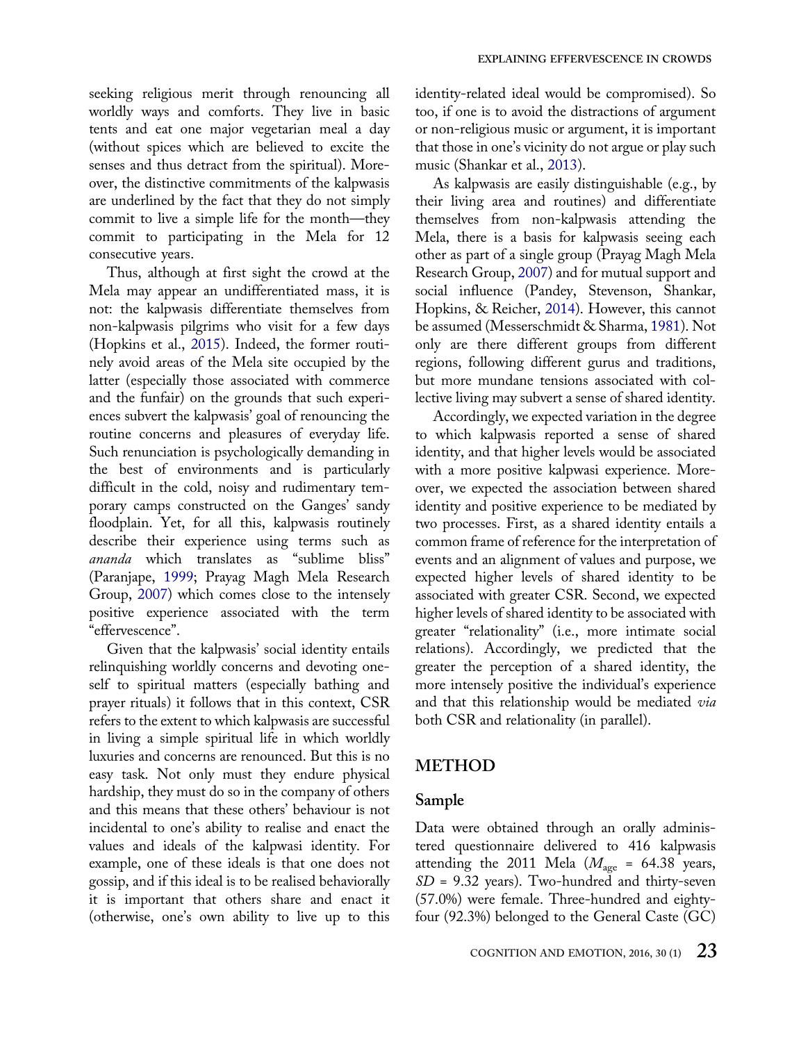seeking religious merit through renouncing all worldly ways and comforts. They live in basic tents and eat one major vegetarian meal a day (without spices which are believed to excite the senses and thus detract from the spiritual). Moreover, the distinctive commitments of the kalpwasis are underlined by the fact that they do not simply commit to live a simple life for the month—they commit to participating in the Mela for 12 consecutive years.

Thus, although at first sight the crowd at the Mela may appear an undifferentiated mass, it is not: the kalpwasis differentiate themselves from non-kalpwasis pilgrims who visit for a few days (Hopkins et al., 2015). Indeed, the former routinely avoid areas of the Mela site occupied by the latter (especially those associated with commerce and the funfair) on the grounds that such experiences subvert the kalpwasis' goal of renouncing the routine concerns and pleasures of everyday life. Such renunciation is psychologically demanding in the best of environments and is particularly difficult in the cold, noisy and rudimentary temporary camps constructed on the Ganges' sandy floodplain. Yet, for all this, kalpwasis routinely describe their experience using terms such as *ananda* which translates as "sublime bliss" (Paranjape, 1999; Prayag Magh Mela Research Group, 2007) which comes close to the intensely positive experience associated with the term "effervescence".

Given that the kalpwasis' social identity entails relinquishing worldly concerns and devoting oneself to spiritual matters (especially bathing and prayer rituals) it follows that in this context, CSR refers to the extent to which kalpwasis are successful in living a simple spiritual life in which worldly luxuries and concerns are renounced. But this is no easy task. Not only must they endure physical hardship, they must do so in the company of others and this means that these others' behaviour is not incidental to one's ability to realise and enact the values and ideals of the kalpwasi identity. For example, one of these ideals is that one does not gossip, and if this ideal is to be realised behaviorally it is important that others share and enact it (otherwise, one's own ability to live up to this identity-related ideal would be compromised). So too, if one is to avoid the distractions of argument or non-religious music or argument, it is important that those in one's vicinity do not argue or play such music (Shankar et al., 2013).

As kalpwasis are easily distinguishable (e.g., by their living area and routines) and differentiate themselves from non-kalpwasis attending the Mela, there is a basis for kalpwasis seeing each other as part of a single group (Prayag Magh Mela Research Group, 2007) and for mutual support and social influence (Pandey, Stevenson, Shankar, Hopkins, & Reicher, 2014). However, this cannot be assumed (Messerschmidt & Sharma, 1981). Not only are there different groups from different regions, following different gurus and traditions, but more mundane tensions associated with collective living may subvert a sense of shared identity.

Accordingly, we expected variation in the degree to which kalpwasis reported a sense of shared identity, and that higher levels would be associated with a more positive kalpwasi experience. Moreover, we expected the association between shared identity and positive experience to be mediated by two processes. First, as a shared identity entails a common frame of reference for the interpretation of events and an alignment of values and purpose, we expected higher levels of shared identity to be associated with greater CSR. Second, we expected higher levels of shared identity to be associated with greater "relationality" (i.e., more intimate social relations). Accordingly, we predicted that the greater the perception of a shared identity, the more intensely positive the individual's experience and that this relationship would be mediated *via* both CSR and relationality (in parallel).

## METHOD

### Sample

Data were obtained through an orally administered questionnaire delivered to 416 kalpwasis attending the 2011 Mela ($M_{age}$ = 64.38 years, $SD$ = 9.32 years). Two-hundred and thirty-seven (57.0%) were female. Three-hundred and eighty-four (92.3%) belonged to the General Caste (GC)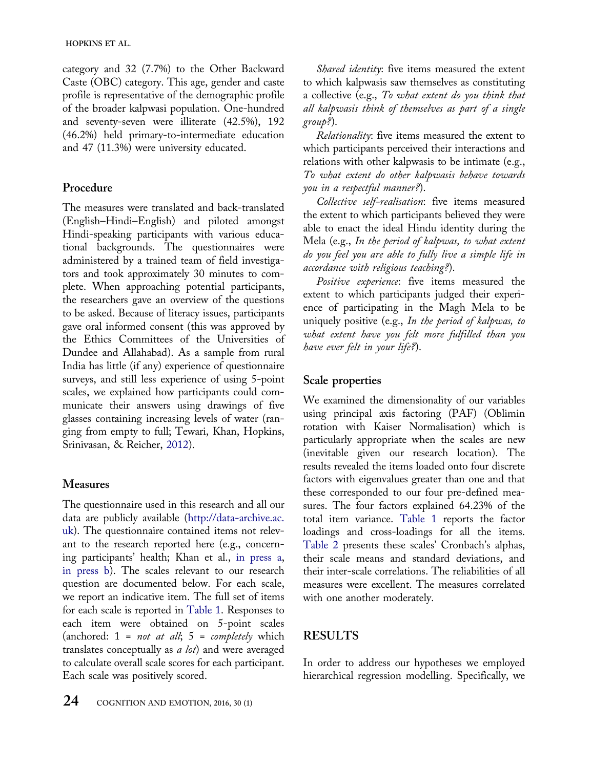category and 32 (7.7%) to the Other Backward Caste (OBC) category. This age, gender and caste profile is representative of the demographic profile of the broader kalpwasi population. One-hundred and seventy-seven were illiterate (42.5%), 192 (46.2%) held primary-to-intermediate education and 47 (11.3%) were university educated.

## Procedure

The measures were translated and back-translated (English–Hindi–English) and piloted amongst Hindi-speaking participants with various educational backgrounds. The questionnaires were administered by a trained team of field investigators and took approximately 30 minutes to complete. When approaching potential participants, the researchers gave an overview of the questions to be asked. Because of literacy issues, participants gave oral informed consent (this was approved by the Ethics Committees of the Universities of Dundee and Allahabad). As a sample from rural India has little (if any) experience of questionnaire surveys, and still less experience of using 5-point scales, we explained how participants could communicate their answers using drawings of five glasses containing increasing levels of water (ranging from empty to full; Tewari, Khan, Hopkins, Srinivasan, & Reicher, 2012).

## Measures

The questionnaire used in this research and all our data are publicly available (http://data-archive.ac.uk). The questionnaire contained items not relevant to the research reported here (e.g., concerning participants' health; Khan et al., in press a, in press b). The scales relevant to our research question are documented below. For each scale, we report an indicative item. The full set of items for each scale is reported in Table 1. Responses to each item were obtained on 5-point scales (anchored: 1 = *not at all*; 5 = *completely* which translates conceptually as *a lot*) and were averaged to calculate overall scale scores for each participant. Each scale was positively scored.

*Shared identity*: five items measured the extent to which kalpwasis saw themselves as constituting a collective (e.g., *To what extent do you think that all kalpwasis think of themselves as part of a single group?*).

*Relationality*: five items measured the extent to which participants perceived their interactions and relations with other kalpwasis to be intimate (e.g., *To what extent do other kalpwasis behave towards you in a respectful manner?*).

*Collective self-realisation*: five items measured the extent to which participants believed they were able to enact the ideal Hindu identity during the Mela (e.g., *In the period of kalpwas, to what extent do you feel you are able to fully live a simple life in accordance with religious teaching?*).

*Positive experience*: five items measured the extent to which participants judged their experience of participating in the Magh Mela to be uniquely positive (e.g., *In the period of kalpwas, to what extent have you felt more fulfilled than you have ever felt in your life?*).

## Scale properties

We examined the dimensionality of our variables using principal axis factoring (PAF) (Oblimin rotation with Kaiser Normalisation) which is particularly appropriate when the scales are new (inevitable given our research location). The results revealed the items loaded onto four discrete factors with eigenvalues greater than one and that these corresponded to our four pre-defined measures. The four factors explained 64.23% of the total item variance. Table 1 reports the factor loadings and cross-loadings for all the items. Table 2 presents these scales' Cronbach's alphas, their scale means and standard deviations, and their inter-scale correlations. The reliabilities of all measures were excellent. The measures correlated with one another moderately.

# RESULTS

In order to address our hypotheses we employed hierarchical regression modelling. Specifically, we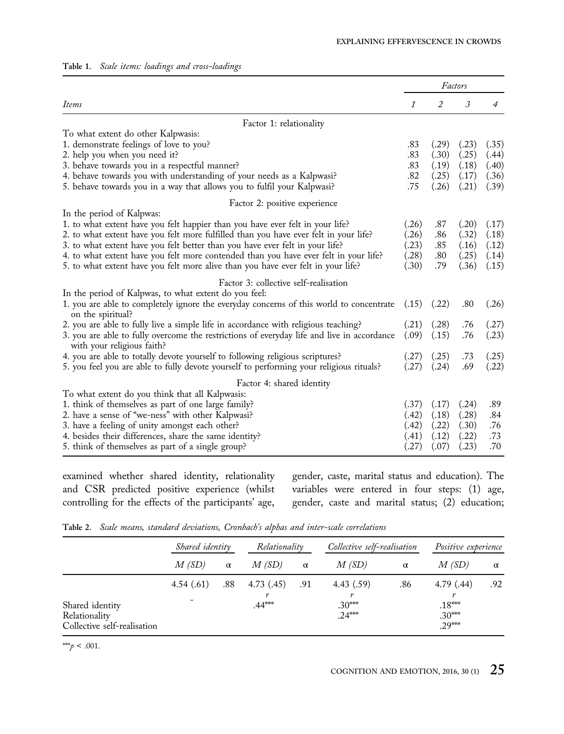**Table 1.** *Scale items: loadings and cross-loadings*

| *Items* | *Factors* 1 | 2 | 3 | 4 |
|---|---|---|---|---|
| Factor 1: relationality | | | | |
| To what extent do other Kalpwasis: | | | | |
| 1. demonstrate feelings of love to you? | .83 | (.29) | (.23) | (.35) |
| 2. help you when you need it? | .83 | (.30) | (.25) | (.44) |
| 3. behave towards you in a respectful manner? | .83 | (.19) | (.18) | (.40) |
| 4. behave towards you with understanding of your needs as a Kalpwasi? | .82 | (.25) | (.17) | (.36) |
| 5. behave towards you in a way that allows you to fulfil your Kalpwasi? | .75 | (.26) | (.21) | (.39) |
| Factor 2: positive experience | | | | |
| In the period of Kalpwas: | | | | |
| 1. to what extent have you felt happier than you have ever felt in your life? | (.26) | .87 | (.20) | (.17) |
| 2. to what extent have you felt more fulfilled than you have ever felt in your life? | (.26) | .86 | (.32) | (.18) |
| 3. to what extent have you felt better than you have ever felt in your life? | (.23) | .85 | (.16) | (.12) |
| 4. to what extent have you felt more contended than you have ever felt in your life? | (.28) | .80 | (.25) | (.14) |
| 5. to what extent have you felt more alive than you have ever felt in your life? | (.30) | .79 | (.36) | (.15) |
| Factor 3: collective self-realisation | | | | |
| In the period of Kalpwas, to what extent do you feel: | | | | |
| 1. you are able to completely ignore the everyday concerns of this world to concentrate on the spiritual? | (.15) | (.22) | .80 | (.26) |
| 2. you are able to fully live a simple life in accordance with religious teaching? | (.21) | (.28) | .76 | (.27) |
| 3. you are able to fully overcome the restrictions of everyday life and live in accordance with your religious faith? | (.09) | (.15) | .76 | (.23) |
| 4. you are able to totally devote yourself to following religious scriptures? | (.27) | (.25) | .73 | (.25) |
| 5. you feel you are able to fully devote yourself to performing your religious rituals? | (.27) | (.24) | .69 | (.22) |
| Factor 4: shared identity | | | | |
| To what extent do you think that all Kalpwasis: | | | | |
| 1. think of themselves as part of one large family? | (.37) | (.17) | (.24) | .89 |
| 2. have a sense of "we-ness" with other Kalpwasi? | (.42) | (.18) | (.28) | .84 |
| 3. have a feeling of unity amongst each other? | (.42) | (.22) | (.30) | .76 |
| 4. besides their differences, share the same identity? | (.41) | (.12) | (.22) | .73 |
| 5. think of themselves as part of a single group? | (.27) | (.07) | (.23) | .70 |

examined whether shared identity, relationality and CSR predicted positive experience (whilst controlling for the effects of the participants' age, gender, caste, marital status and education). The variables were entered in four steps: (1) age, gender, caste and marital status; (2) education;

**Table 2.** *Scale means, standard deviations, Cronbach's alphas and inter-scale correlations*

| | *Shared identity* | | *Relationality* | | *Collective self-realisation* | | *Positive experience* | |
|---|---|---|---|---|---|---|---|---|
| | *M (SD)* | α | *M (SD)* | α | *M (SD)* | α | *M (SD)* | α |
| | 4.54 (.61) | .88 | 4.73 (.45) | .91 | 4.43 (.59) | .86 | 4.79 (.44) | .92 |
| | | | *r* | | *r* | | *r* | |
| Shared identity | – | | .44*** | | .30*** | | .18*** | |
| Relationality | | | | | .24*** | | .30*** | |
| Collective self-realisation | | | | | | | .29*** | |

***$p < .001$.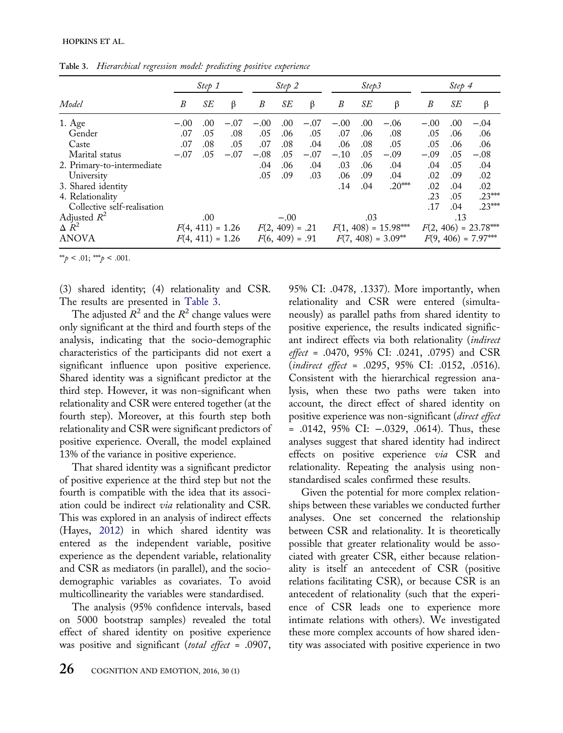**Table 3.** *Hierarchical regression model: predicting positive experience*

| Model | *Step 1* | | | *Step 2* | | | *Step3* | | | *Step 4* | | |
|---|---|---|---|---|---|---|---|---|---|---|---|---|
| | *B* | *SE* | β | *B* | *SE* | β | *B* | *SE* | β | *B* | *SE* | β |
| 1. Age | −.00 | .00 | −.07 | −.00 | .00 | −.07 | −.00 | .00 | −.06 | −.00 | .00 | −.04 |
| Gender | .07 | .05 | .08 | .05 | .06 | .05 | .07 | .06 | .08 | .05 | .06 | .06 |
| Caste | .07 | .08 | .05 | .07 | .08 | .04 | .06 | .08 | .05 | .05 | .06 | .06 |
| Marital status | −.07 | .05 | −.07 | −.08 | .05 | −.07 | −.10 | .05 | −.09 | −.09 | .05 | −.08 |
| 2. Primary-to-intermediate | | | | .04 | .06 | .04 | .03 | .06 | .04 | .04 | .05 | .04 |
| University | | | | .05 | .09 | .03 | .06 | .09 | .04 | .02 | .09 | .02 |
| 3. Shared identity | | | | | | | .14 | .04 | .20*** | .02 | .04 | .02 |
| 4. Relationality | | | | | | | | | | .23 | .05 | .23*** |
| Collective self-realisation | | | | | | | | | | .17 | .04 | .23*** |
| Adjusted $R^2$ | | .00 | | | −.00 | | | .03 | | | .13 | |
| $\Delta R^2$ | $F(4, 411) = 1.26$ | | | $F(2, 409) = .21$ | | | $F(1, 408) = 15.98$*** | | | $F(2, 406) = 23.78$*** | | |
| ANOVA | $F(4, 411) = 1.26$ | | | $F(6, 409) = .91$ | | | $F(7, 408) = 3.09$** | | | $F(9, 406) = 7.97$*** | | |

**$p < .01$; ***$p < .001$.

(3) shared identity; (4) relationality and CSR. The results are presented in Table 3.

The adjusted $R^2$ and the $R^2$ change values were only significant at the third and fourth steps of the analysis, indicating that the socio-demographic characteristics of the participants did not exert a significant influence upon positive experience. Shared identity was a significant predictor at the third step. However, it was non-significant when relationality and CSR were entered together (at the fourth step). Moreover, at this fourth step both relationality and CSR were significant predictors of positive experience. Overall, the model explained 13% of the variance in positive experience.

That shared identity was a significant predictor of positive experience at the third step but not the fourth is compatible with the idea that its association could be indirect *via* relationality and CSR. This was explored in an analysis of indirect effects (Hayes, 2012) in which shared identity was entered as the independent variable, positive experience as the dependent variable, relationality and CSR as mediators (in parallel), and the socio-demographic variables as covariates. To avoid multicollinearity the variables were standardised.

The analysis (95% confidence intervals, based on 5000 bootstrap samples) revealed the total effect of shared identity on positive experience was positive and significant (*total effect* = .0907, 95% CI: .0478, .1337). More importantly, when relationality and CSR were entered (simultaneously) as parallel paths from shared identity to positive experience, the results indicated significant indirect effects via both relationality (*indirect effect* = .0470, 95% CI: .0241, .0795) and CSR (*indirect effect* = .0295, 95% CI: .0152, .0516). Consistent with the hierarchical regression analysis, when these two paths were taken into account, the direct effect of shared identity on positive experience was non-significant (*direct effect* = .0142, 95% CI: −.0329, .0614). Thus, these analyses suggest that shared identity had indirect effects on positive experience *via* CSR and relationality. Repeating the analysis using non-standardised scales confirmed these results.

Given the potential for more complex relationships between these variables we conducted further analyses. One set concerned the relationship between CSR and relationality. It is theoretically possible that greater relationality would be associated with greater CSR, either because relationality is itself an antecedent of CSR (positive relations facilitating CSR), or because CSR is an antecedent of relationality (such that the experience of CSR leads one to experience more intimate relations with others). We investigated these more complex accounts of how shared identity was associated with positive experience in two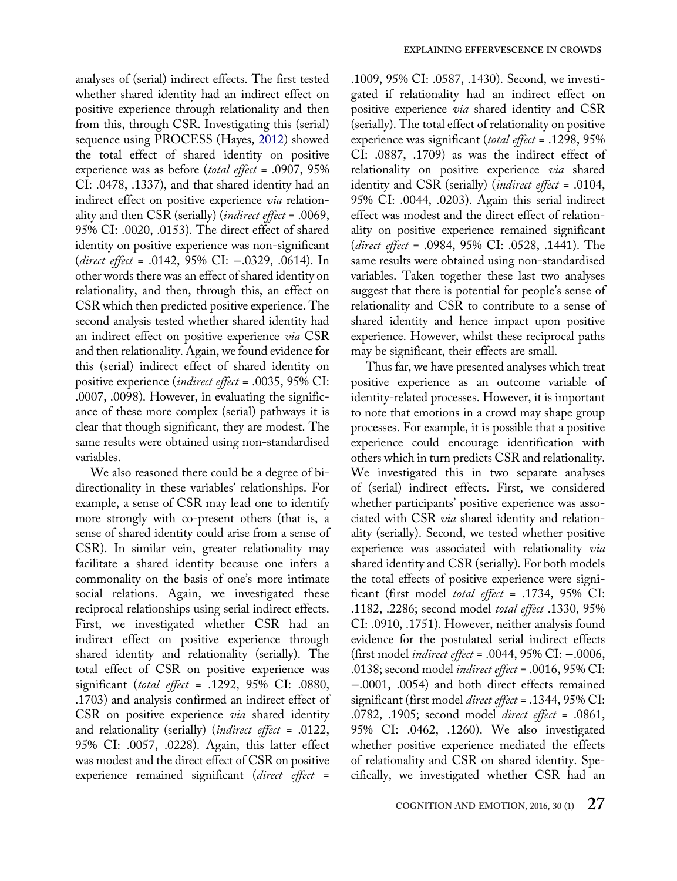analyses of (serial) indirect effects. The first tested whether shared identity had an indirect effect on positive experience through relationality and then from this, through CSR. Investigating this (serial) sequence using PROCESS (Hayes, 2012) showed the total effect of shared identity on positive experience was as before (*total effect* = .0907, 95% CI: .0478, .1337), and that shared identity had an indirect effect on positive experience *via* relationality and then CSR (serially) (*indirect effect* = .0069, 95% CI: .0020, .0153). The direct effect of shared identity on positive experience was non-significant (*direct effect* = .0142, 95% CI: −.0329, .0614). In other words there was an effect of shared identity on relationality, and then, through this, an effect on CSR which then predicted positive experience. The second analysis tested whether shared identity had an indirect effect on positive experience *via* CSR and then relationality. Again, we found evidence for this (serial) indirect effect of shared identity on positive experience (*indirect effect* = .0035, 95% CI: .0007, .0098). However, in evaluating the significance of these more complex (serial) pathways it is clear that though significant, they are modest. The same results were obtained using non-standardised variables.

We also reasoned there could be a degree of bi-directionality in these variables' relationships. For example, a sense of CSR may lead one to identify more strongly with co-present others (that is, a sense of shared identity could arise from a sense of CSR). In similar vein, greater relationality may facilitate a shared identity because one infers a commonality on the basis of one's more intimate social relations. Again, we investigated these reciprocal relationships using serial indirect effects. First, we investigated whether CSR had an indirect effect on positive experience through shared identity and relationality (serially). The total effect of CSR on positive experience was significant (*total effect* = .1292, 95% CI: .0880, .1703) and analysis confirmed an indirect effect of CSR on positive experience *via* shared identity and relationality (serially) (*indirect effect* = .0122, 95% CI: .0057, .0228). Again, this latter effect was modest and the direct effect of CSR on positive experience remained significant (*direct effect* = .1009, 95% CI: .0587, .1430). Second, we investigated if relationality had an indirect effect on positive experience *via* shared identity and CSR (serially). The total effect of relationality on positive experience was significant (*total effect* = .1298, 95% CI: .0887, .1709) as was the indirect effect of relationality on positive experience *via* shared identity and CSR (serially) (*indirect effect* = .0104, 95% CI: .0044, .0203). Again this serial indirect effect was modest and the direct effect of relationality on positive experience remained significant (*direct effect* = .0984, 95% CI: .0528, .1441). The same results were obtained using non-standardised variables. Taken together these last two analyses suggest that there is potential for people's sense of relationality and CSR to contribute to a sense of shared identity and hence impact upon positive experience. However, whilst these reciprocal paths may be significant, their effects are small.

Thus far, we have presented analyses which treat positive experience as an outcome variable of identity-related processes. However, it is important to note that emotions in a crowd may shape group processes. For example, it is possible that a positive experience could encourage identification with others which in turn predicts CSR and relationality. We investigated this in two separate analyses of (serial) indirect effects. First, we considered whether participants' positive experience was associated with CSR *via* shared identity and relationality (serially). Second, we tested whether positive experience was associated with relationality *via* shared identity and CSR (serially). For both models the total effects of positive experience were significant (first model *total effect* = .1734, 95% CI: .1182, .2286; second model *total effect* .1330, 95% CI: .0910, .1751). However, neither analysis found evidence for the postulated serial indirect effects (first model *indirect effect* = .0044, 95% CI: −.0006, .0138; second model *indirect effect* = .0016, 95% CI: −.0001, .0054) and both direct effects remained significant (first model *direct effect* = .1344, 95% CI: .0782, .1905; second model *direct effect* = .0861, 95% CI: .0462, .1260). We also investigated whether positive experience mediated the effects of relationality and CSR on shared identity. Specifically, we investigated whether CSR had an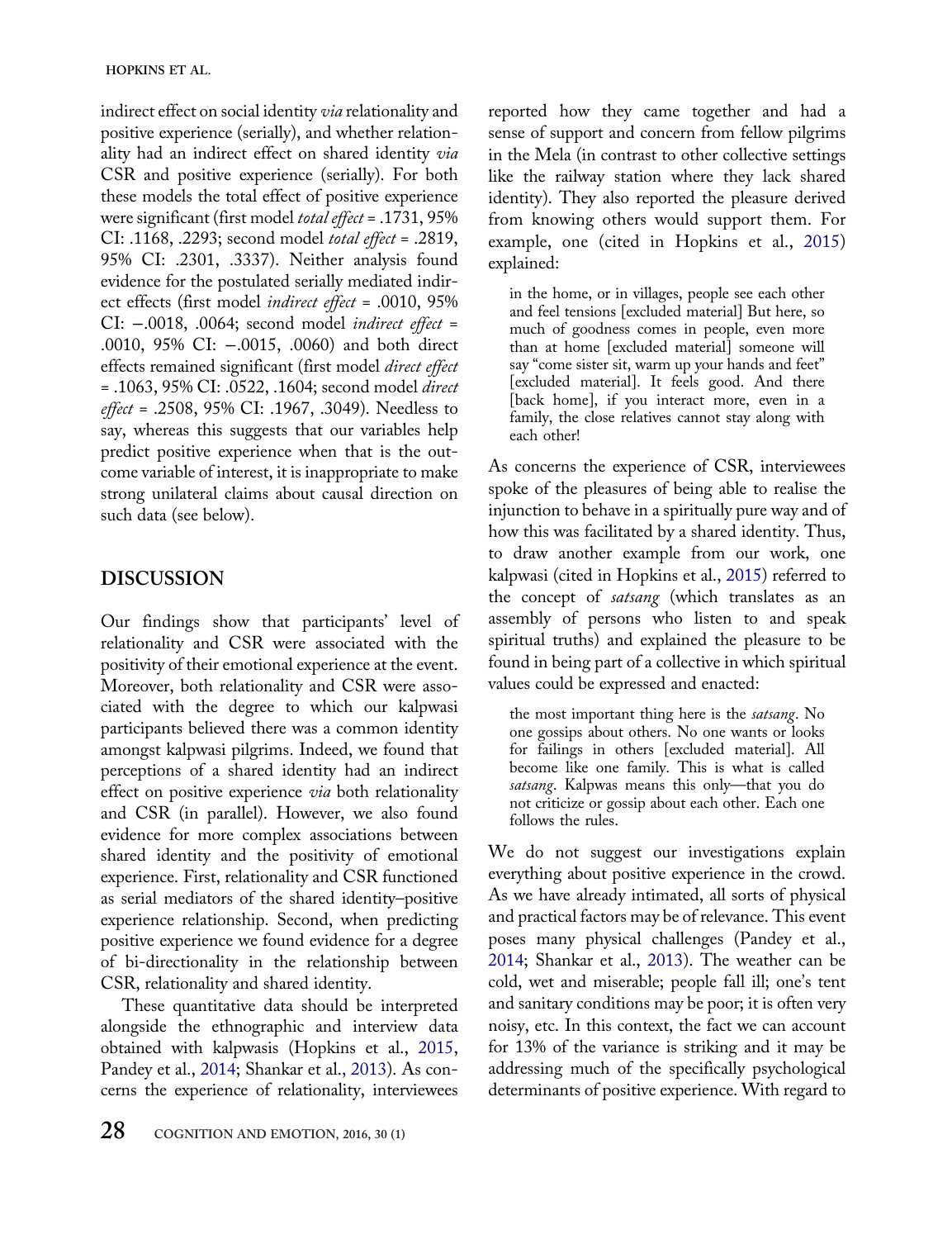indirect effect on social identity *via* relationality and positive experience (serially), and whether relationality had an indirect effect on shared identity *via* CSR and positive experience (serially). For both these models the total effect of positive experience were significant (first model *total effect* = .1731, 95% CI: .1168, .2293; second model *total effect* = .2819, 95% CI: .2301, .3337). Neither analysis found evidence for the postulated serially mediated indirect effects (first model *indirect effect* = .0010, 95% CI: −.0018, .0064; second model *indirect effect* = .0010, 95% CI: −.0015, .0060) and both direct effects remained significant (first model *direct effect* = .1063, 95% CI: .0522, .1604; second model *direct effect* = .2508, 95% CI: .1967, .3049). Needless to say, whereas this suggests that our variables help predict positive experience when that is the outcome variable of interest, it is inappropriate to make strong unilateral claims about causal direction on such data (see below).

## DISCUSSION

Our findings show that participants' level of relationality and CSR were associated with the positivity of their emotional experience at the event. Moreover, both relationality and CSR were associated with the degree to which our kalpwasi participants believed there was a common identity amongst kalpwasi pilgrims. Indeed, we found that perceptions of a shared identity had an indirect effect on positive experience *via* both relationality and CSR (in parallel). However, we also found evidence for more complex associations between shared identity and the positivity of emotional experience. First, relationality and CSR functioned as serial mediators of the shared identity–positive experience relationship. Second, when predicting positive experience we found evidence for a degree of bi-directionality in the relationship between CSR, relationality and shared identity.

These quantitative data should be interpreted alongside the ethnographic and interview data obtained with kalpwasis (Hopkins et al., 2015, Pandey et al., 2014; Shankar et al., 2013). As concerns the experience of relationality, interviewees reported how they came together and had a sense of support and concern from fellow pilgrims in the Mela (in contrast to other collective settings like the railway station where they lack shared identity). They also reported the pleasure derived from knowing others would support them. For example, one (cited in Hopkins et al., 2015) explained:

> in the home, or in villages, people see each other and feel tensions [excluded material] But here, so much of goodness comes in people, even more than at home [excluded material] someone will say "come sister sit, warm up your hands and feet" [excluded material]. It feels good. And there [back home], if you interact more, even in a family, the close relatives cannot stay along with each other!

As concerns the experience of CSR, interviewees spoke of the pleasures of being able to realise the injunction to behave in a spiritually pure way and of how this was facilitated by a shared identity. Thus, to draw another example from our work, one kalpwasi (cited in Hopkins et al., 2015) referred to the concept of *satsang* (which translates as an assembly of persons who listen to and speak spiritual truths) and explained the pleasure to be found in being part of a collective in which spiritual values could be expressed and enacted:

> the most important thing here is the *satsang*. No one gossips about others. No one wants or looks for failings in others [excluded material]. All become like one family. This is what is called *satsang*. Kalpwas means this only—that you do not criticize or gossip about each other. Each one follows the rules.

We do not suggest our investigations explain everything about positive experience in the crowd. As we have already intimated, all sorts of physical and practical factors may be of relevance. This event poses many physical challenges (Pandey et al., 2014; Shankar et al., 2013). The weather can be cold, wet and miserable; people fall ill; one's tent and sanitary conditions may be poor; it is often very noisy, etc. In this context, the fact we can account for 13% of the variance is striking and it may be addressing much of the specifically psychological determinants of positive experience. With regard to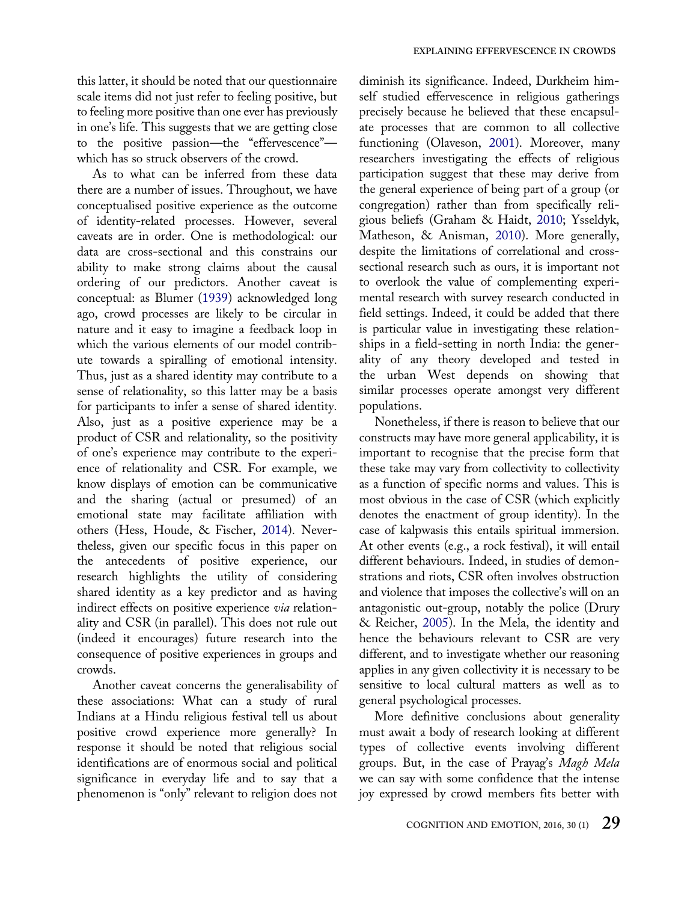this latter, it should be noted that our questionnaire scale items did not just refer to feeling positive, but to feeling more positive than one ever has previously in one's life. This suggests that we are getting close to the positive passion—the "effervescence"—which has so struck observers of the crowd.

As to what can be inferred from these data there are a number of issues. Throughout, we have conceptualised positive experience as the outcome of identity-related processes. However, several caveats are in order. One is methodological: our data are cross-sectional and this constrains our ability to make strong claims about the causal ordering of our predictors. Another caveat is conceptual: as Blumer (1939) acknowledged long ago, crowd processes are likely to be circular in nature and it easy to imagine a feedback loop in which the various elements of our model contribute towards a spiralling of emotional intensity. Thus, just as a shared identity may contribute to a sense of relationality, so this latter may be a basis for participants to infer a sense of shared identity. Also, just as a positive experience may be a product of CSR and relationality, so the positivity of one's experience may contribute to the experience of relationality and CSR. For example, we know displays of emotion can be communicative and the sharing (actual or presumed) of an emotional state may facilitate affiliation with others (Hess, Houde, & Fischer, 2014). Nevertheless, given our specific focus in this paper on the antecedents of positive experience, our research highlights the utility of considering shared identity as a key predictor and as having indirect effects on positive experience *via* relationality and CSR (in parallel). This does not rule out (indeed it encourages) future research into the consequence of positive experiences in groups and crowds.

Another caveat concerns the generalisability of these associations: What can a study of rural Indians at a Hindu religious festival tell us about positive crowd experience more generally? In response it should be noted that religious social identifications are of enormous social and political significance in everyday life and to say that a phenomenon is "only" relevant to religion does not diminish its significance. Indeed, Durkheim himself studied effervescence in religious gatherings precisely because he believed that these encapsulate processes that are common to all collective functioning (Olaveson, 2001). Moreover, many researchers investigating the effects of religious participation suggest that these may derive from the general experience of being part of a group (or congregation) rather than from specifically religious beliefs (Graham & Haidt, 2010; Ysseldyk, Matheson, & Anisman, 2010). More generally, despite the limitations of correlational and cross-sectional research such as ours, it is important not to overlook the value of complementing experimental research with survey research conducted in field settings. Indeed, it could be added that there is particular value in investigating these relationships in a field-setting in north India: the generality of any theory developed and tested in the urban West depends on showing that similar processes operate amongst very different populations.

Nonetheless, if there is reason to believe that our constructs may have more general applicability, it is important to recognise that the precise form that these take may vary from collectivity to collectivity as a function of specific norms and values. This is most obvious in the case of CSR (which explicitly denotes the enactment of group identity). In the case of kalpwasis this entails spiritual immersion. At other events (e.g., a rock festival), it will entail different behaviours. Indeed, in studies of demonstrations and riots, CSR often involves obstruction and violence that imposes the collective's will on an antagonistic out-group, notably the police (Drury & Reicher, 2005). In the Mela, the identity and hence the behaviours relevant to CSR are very different, and to investigate whether our reasoning applies in any given collectivity it is necessary to be sensitive to local cultural matters as well as to general psychological processes.

More definitive conclusions about generality must await a body of research looking at different types of collective events involving different groups. But, in the case of Prayag's *Magh Mela* we can say with some confidence that the intense joy expressed by crowd members fits better with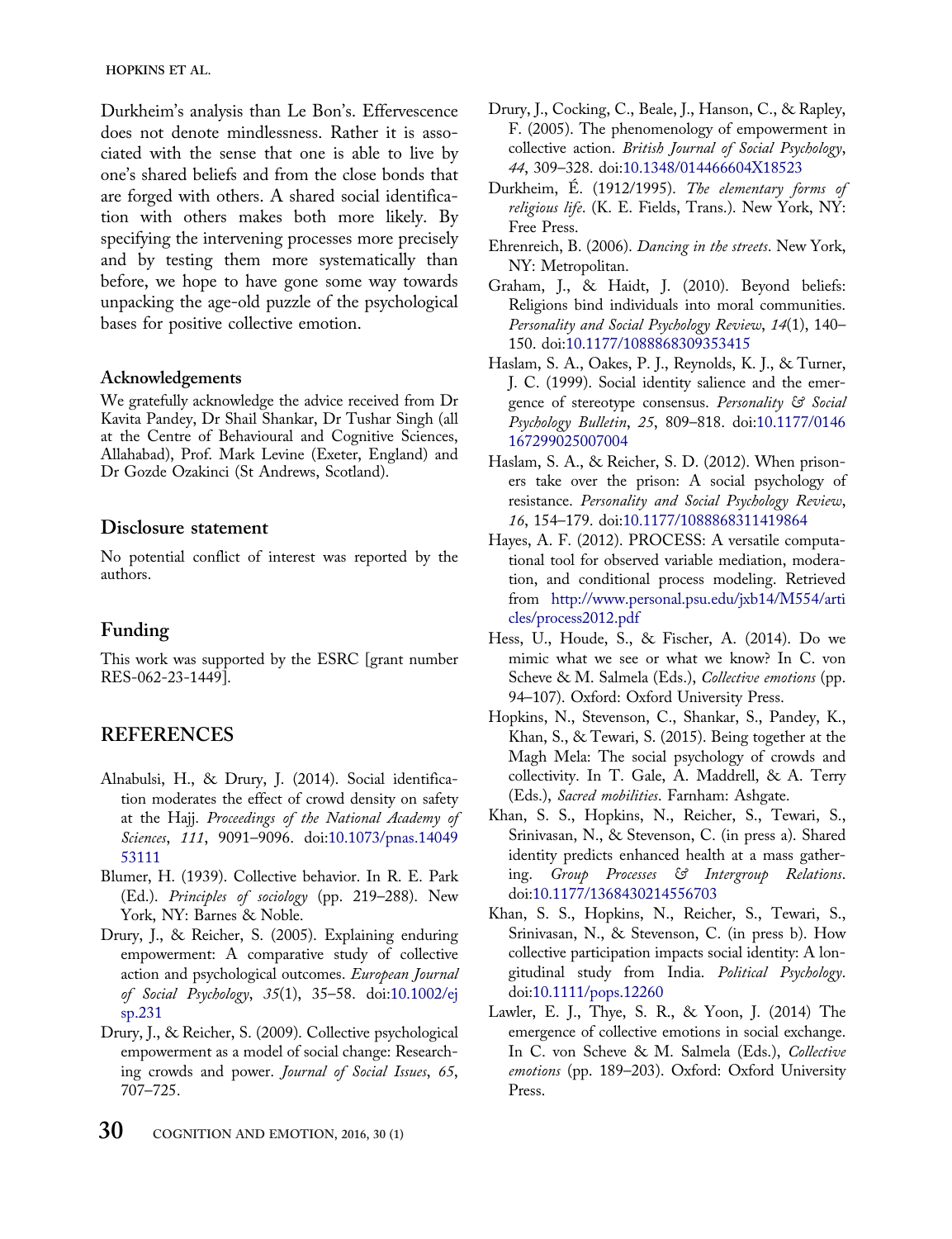Durkheim's analysis than Le Bon's. Effervescence does not denote mindlessness. Rather it is associated with the sense that one is able to live by one's shared beliefs and from the close bonds that are forged with others. A shared social identification with others makes both more likely. By specifying the intervening processes more precisely and by testing them more systematically than before, we hope to have gone some way towards unpacking the age-old puzzle of the psychological bases for positive collective emotion.

### Acknowledgements

We gratefully acknowledge the advice received from Dr Kavita Pandey, Dr Shail Shankar, Dr Tushar Singh (all at the Centre of Behavioural and Cognitive Sciences, Allahabad), Prof. Mark Levine (Exeter, England) and Dr Gozde Ozakinci (St Andrews, Scotland).

## Disclosure statement

No potential conflict of interest was reported by the authors.

## Funding

This work was supported by the ESRC [grant number RES-062-23-1449].

## REFERENCES

Alnabulsi, H., & Drury, J. (2014). Social identification moderates the effect of crowd density on safety at the Hajj. *Proceedings of the National Academy of Sciences*, *111*, 9091–9096. doi:10.1073/pnas.1404953111

Blumer, H. (1939). Collective behavior. In R. E. Park (Ed.). *Principles of sociology* (pp. 219–288). New York, NY: Barnes & Noble.

Drury, J., & Reicher, S. (2005). Explaining enduring empowerment: A comparative study of collective action and psychological outcomes. *European Journal of Social Psychology*, *35*(1), 35–58. doi:10.1002/ejsp.231

Drury, J., & Reicher, S. (2009). Collective psychological empowerment as a model of social change: Researching crowds and power. *Journal of Social Issues*, *65*, 707–725.

Drury, J., Cocking, C., Beale, J., Hanson, C., & Rapley, F. (2005). The phenomenology of empowerment in collective action. *British Journal of Social Psychology*, *44*, 309–328. doi:10.1348/014466604X18523

Durkheim, É. (1912/1995). *The elementary forms of religious life*. (K. E. Fields, Trans.). New York, NY: Free Press.

Ehrenreich, B. (2006). *Dancing in the streets*. New York, NY: Metropolitan.

Graham, J., & Haidt, J. (2010). Beyond beliefs: Religions bind individuals into moral communities. *Personality and Social Psychology Review*, *14*(1), 140–150. doi:10.1177/1088868309353415

Haslam, S. A., Oakes, P. J., Reynolds, K. J., & Turner, J. C. (1999). Social identity salience and the emergence of stereotype consensus. *Personality & Social Psychology Bulletin*, *25*, 809–818. doi:10.1177/0146167299025007004

Haslam, S. A., & Reicher, S. D. (2012). When prisoners take over the prison: A social psychology of resistance. *Personality and Social Psychology Review*, *16*, 154–179. doi:10.1177/1088868311419864

Hayes, A. F. (2012). PROCESS: A versatile computational tool for observed variable mediation, moderation, and conditional process modeling. Retrieved from http://www.personal.psu.edu/jxb14/M554/articles/process2012.pdf

Hess, U., Houde, S., & Fischer, A. (2014). Do we mimic what we see or what we know? In C. von Scheve & M. Salmela (Eds.), *Collective emotions* (pp. 94–107). Oxford: Oxford University Press.

Hopkins, N., Stevenson, C., Shankar, S., Pandey, K., Khan, S., & Tewari, S. (2015). Being together at the Magh Mela: The social psychology of crowds and collectivity. In T. Gale, A. Maddrell, & A. Terry (Eds.), *Sacred mobilities*. Farnham: Ashgate.

Khan, S. S., Hopkins, N., Reicher, S., Tewari, S., Srinivasan, N., & Stevenson, C. (in press a). Shared identity predicts enhanced health at a mass gathering. *Group Processes & Intergroup Relations*. doi:10.1177/1368430214556703

Khan, S. S., Hopkins, N., Reicher, S., Tewari, S., Srinivasan, N., & Stevenson, C. (in press b). How collective participation impacts social identity: A longitudinal study from India. *Political Psychology*. doi:10.1111/pops.12260

Lawler, E. J., Thye, S. R., & Yoon, J. (2014) The emergence of collective emotions in social exchange. In C. von Scheve & M. Salmela (Eds.), *Collective emotions* (pp. 189–203). Oxford: Oxford University Press.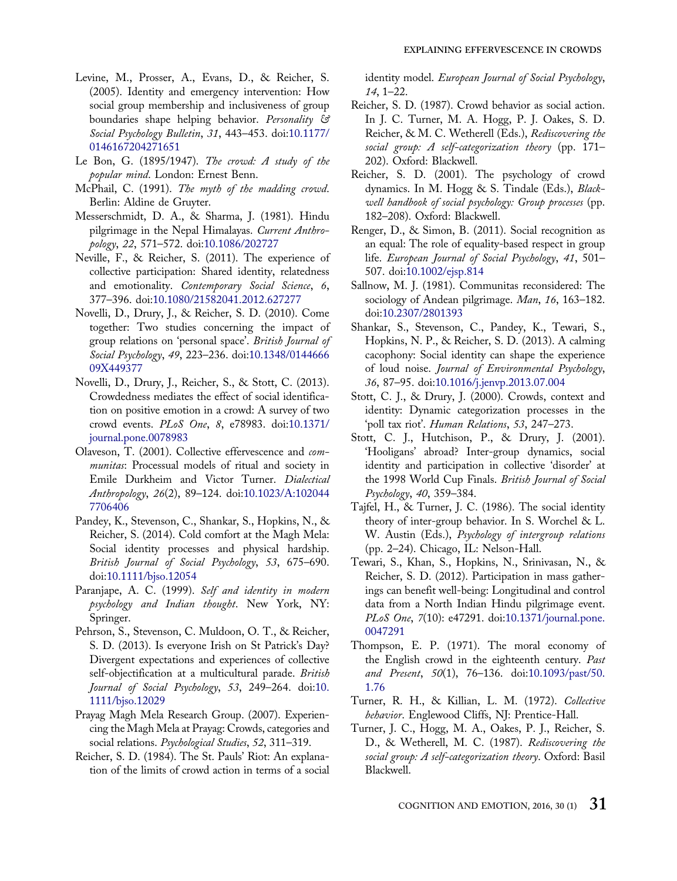Levine, M., Prosser, A., Evans, D., & Reicher, S. (2005). Identity and emergency intervention: How social group membership and inclusiveness of group boundaries shape helping behavior. *Personality & Social Psychology Bulletin*, *31*, 443–453. doi:10.1177/0146167204271651

Le Bon, G. (1895/1947). *The crowd: A study of the popular mind*. London: Ernest Benn.

McPhail, C. (1991). *The myth of the madding crowd*. Berlin: Aldine de Gruyter.

Messerschmidt, D. A., & Sharma, J. (1981). Hindu pilgrimage in the Nepal Himalayas. *Current Anthropology*, *22*, 571–572. doi:10.1086/202727

Neville, F., & Reicher, S. (2011). The experience of collective participation: Shared identity, relatedness and emotionality. *Contemporary Social Science*, *6*, 377–396. doi:10.1080/21582041.2012.627277

Novelli, D., Drury, J., & Reicher, S. D. (2010). Come together: Two studies concerning the impact of group relations on 'personal space'. *British Journal of Social Psychology*, *49*, 223–236. doi:10.1348/014466609X449377

Novelli, D., Drury, J., Reicher, S., & Stott, C. (2013). Crowdedness mediates the effect of social identification on positive emotion in a crowd: A survey of two crowd events. *PLoS One*, *8*, e78983. doi:10.1371/journal.pone.0078983

Olaveson, T. (2001). Collective effervescence and *communitas*: Processual models of ritual and society in Emile Durkheim and Victor Turner. *Dialectical Anthropology*, *26*(2), 89–124. doi:10.1023/A:1020447706406

Pandey, K., Stevenson, C., Shankar, S., Hopkins, N., & Reicher, S. (2014). Cold comfort at the Magh Mela: Social identity processes and physical hardship. *British Journal of Social Psychology*, *53*, 675–690. doi:10.1111/bjso.12054

Paranjape, A. C. (1999). *Self and identity in modern psychology and Indian thought*. New York, NY: Springer.

Pehrson, S., Stevenson, C. Muldoon, O. T., & Reicher, S. D. (2013). Is everyone Irish on St Patrick's Day? Divergent expectations and experiences of collective self-objectification at a multicultural parade. *British Journal of Social Psychology*, *53*, 249–264. doi:10.1111/bjso.12029

Prayag Magh Mela Research Group. (2007). Experiencing the Magh Mela at Prayag: Crowds, categories and social relations. *Psychological Studies*, *52*, 311–319.

Reicher, S. D. (1984). The St. Pauls' Riot: An explanation of the limits of crowd action in terms of a social identity model. *European Journal of Social Psychology*, *14*, 1–22.

Reicher, S. D. (1987). Crowd behavior as social action. In J. C. Turner, M. A. Hogg, P. J. Oakes, S. D. Reicher, & M. C. Wetherell (Eds.), *Rediscovering the social group: A self-categorization theory* (pp. 171–202). Oxford: Blackwell.

Reicher, S. D. (2001). The psychology of crowd dynamics. In M. Hogg & S. Tindale (Eds.), *Blackwell handbook of social psychology: Group processes* (pp. 182–208). Oxford: Blackwell.

Renger, D., & Simon, B. (2011). Social recognition as an equal: The role of equality-based respect in group life. *European Journal of Social Psychology*, *41*, 501–507. doi:10.1002/ejsp.814

Sallnow, M. J. (1981). Communitas reconsidered: The sociology of Andean pilgrimage. *Man*, *16*, 163–182. doi:10.2307/2801393

Shankar, S., Stevenson, C., Pandey, K., Tewari, S., Hopkins, N. P., & Reicher, S. D. (2013). A calming cacophony: Social identity can shape the experience of loud noise. *Journal of Environmental Psychology*, *36*, 87–95. doi:10.1016/j.jenvp.2013.07.004

Stott, C. J., & Drury, J. (2000). Crowds, context and identity: Dynamic categorization processes in the 'poll tax riot'. *Human Relations*, *53*, 247–273.

Stott, C. J., Hutchison, P., & Drury, J. (2001). 'Hooligans' abroad? Inter-group dynamics, social identity and participation in collective 'disorder' at the 1998 World Cup Finals. *British Journal of Social Psychology*, *40*, 359–384.

Tajfel, H., & Turner, J. C. (1986). The social identity theory of inter-group behavior. In S. Worchel & L. W. Austin (Eds.), *Psychology of intergroup relations* (pp. 2–24). Chicago, IL: Nelson-Hall.

Tewari, S., Khan, S., Hopkins, N., Srinivasan, N., & Reicher, S. D. (2012). Participation in mass gatherings can benefit well-being: Longitudinal and control data from a North Indian Hindu pilgrimage event. *PLoS One*, *7*(10): e47291. doi:10.1371/journal.pone.0047291

Thompson, E. P. (1971). The moral economy of the English crowd in the eighteenth century. *Past and Present*, *50*(1), 76–136. doi:10.1093/past/50.1.76

Turner, R. H., & Killian, L. M. (1972). *Collective behavior*. Englewood Cliffs, NJ: Prentice-Hall.

Turner, J. C., Hogg, M. A., Oakes, P. J., Reicher, S. D., & Wetherell, M. C. (1987). *Rediscovering the social group: A self-categorization theory*. Oxford: Basil Blackwell.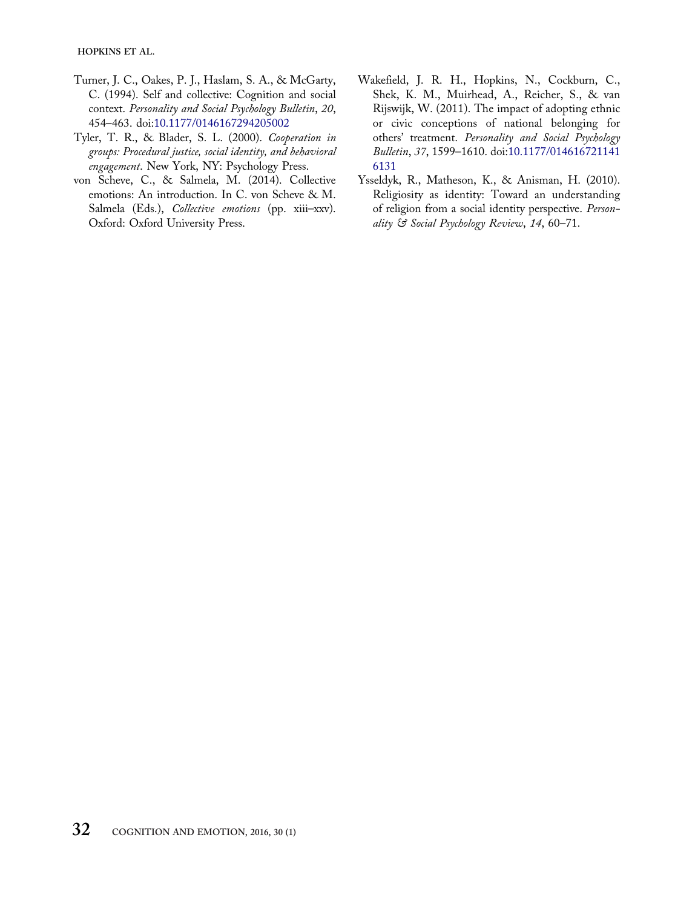Turner, J. C., Oakes, P. J., Haslam, S. A., & McGarty, C. (1994). Self and collective: Cognition and social context. *Personality and Social Psychology Bulletin*, *20*, 454–463. doi:10.1177/0146167294205002

Tyler, T. R., & Blader, S. L. (2000). *Cooperation in groups: Procedural justice, social identity, and behavioral engagement*. New York, NY: Psychology Press.

von Scheve, C., & Salmela, M. (2014). Collective emotions: An introduction. In C. von Scheve & M. Salmela (Eds.), *Collective emotions* (pp. xiii–xxv). Oxford: Oxford University Press.

Wakefield, J. R. H., Hopkins, N., Cockburn, C., Shek, K. M., Muirhead, A., Reicher, S., & van Rijswijk, W. (2011). The impact of adopting ethnic or civic conceptions of national belonging for others' treatment. *Personality and Social Psychology Bulletin*, *37*, 1599–1610. doi:10.1177/0146167211416131

Ysseldyk, R., Matheson, K., & Anisman, H. (2010). Religiosity as identity: Toward an understanding of religion from a social identity perspective. *Personality & Social Psychology Review*, *14*, 60–71.